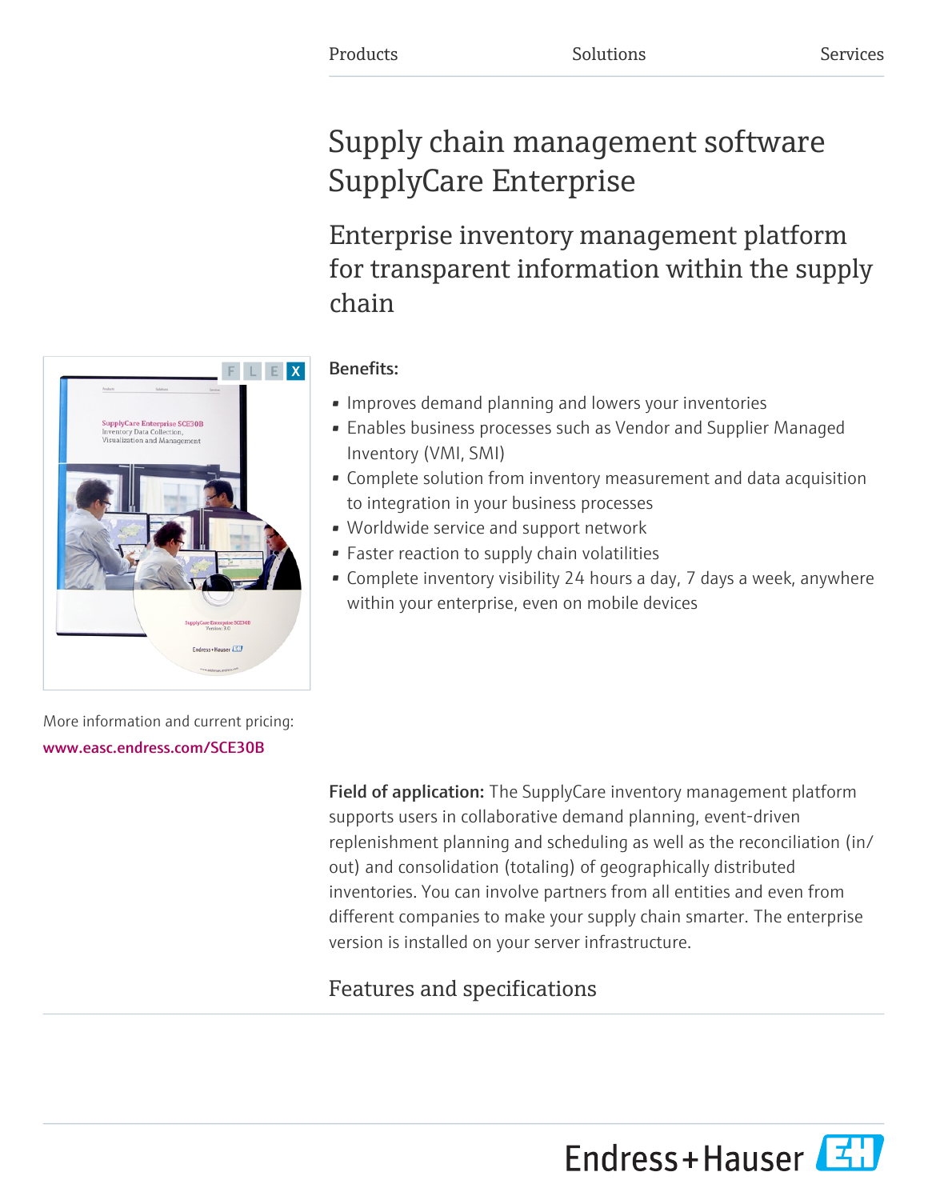Products Solutions Services

# Supply chain management software SupplyCare Enterprise

## Enterprise inventory management platform for transparent information within the supply chain

**Benefits:**

- Improves demand planning and lowers your inventories
- Enables business processes such as Vendor and Supplier Managed Inventory (VMI, SMI)
- Complete solution from inventory measurement and data acquisition to integration in your business processes
- Worldwide service and support network
- Faster reaction to supply chain volatilities
- Complete inventory visibility 24 hours a day, 7 days a week, anywhere within your enterprise, even on mobile devices

More information and current pricing:
**www.easc.endress.com/SCE30B**

**Field of application:** The SupplyCare inventory management platform supports users in collaborative demand planning, event-driven replenishment planning and scheduling as well as the reconciliation (in/out) and consolidation (totaling) of geographically distributed inventories. You can involve partners from all entities and even from different companies to make your supply chain smarter. The enterprise version is installed on your server infrastructure.

## Features and specifications

Endress+Hauser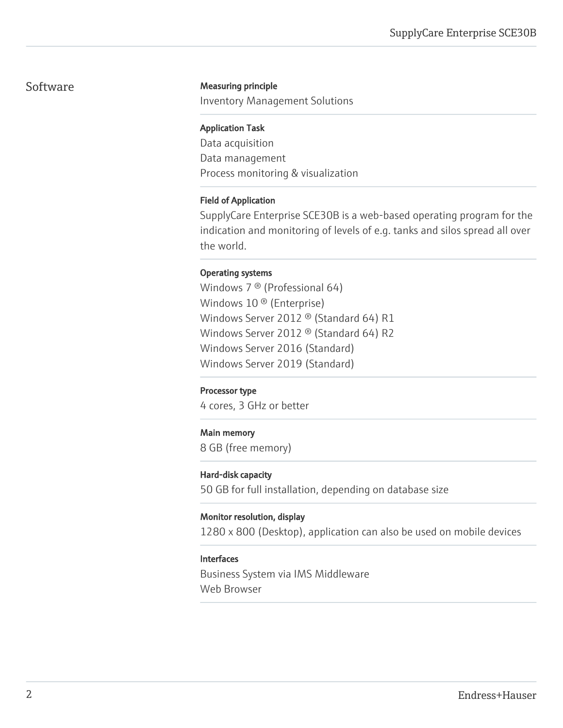## Software

**Measuring principle**

Inventory Management Solutions

**Application Task**

Data acquisition
Data management
Process monitoring & visualization

**Field of Application**

SupplyCare Enterprise SCE30B is a web-based operating program for the indication and monitoring of levels of e.g. tanks and silos spread all over the world.

**Operating systems**

Windows 7 ® (Professional 64)
Windows 10 ® (Enterprise)
Windows Server 2012 ® (Standard 64) R1
Windows Server 2012 ® (Standard 64) R2
Windows Server 2016 (Standard)
Windows Server 2019 (Standard)

**Processor type**

4 cores, 3 GHz or better

**Main memory**

8 GB (free memory)

**Hard-disk capacity**

50 GB for full installation, depending on database size

**Monitor resolution, display**

1280 x 800 (Desktop), application can also be used on mobile devices

**Interfaces**

Business System via IMS Middleware
Web Browser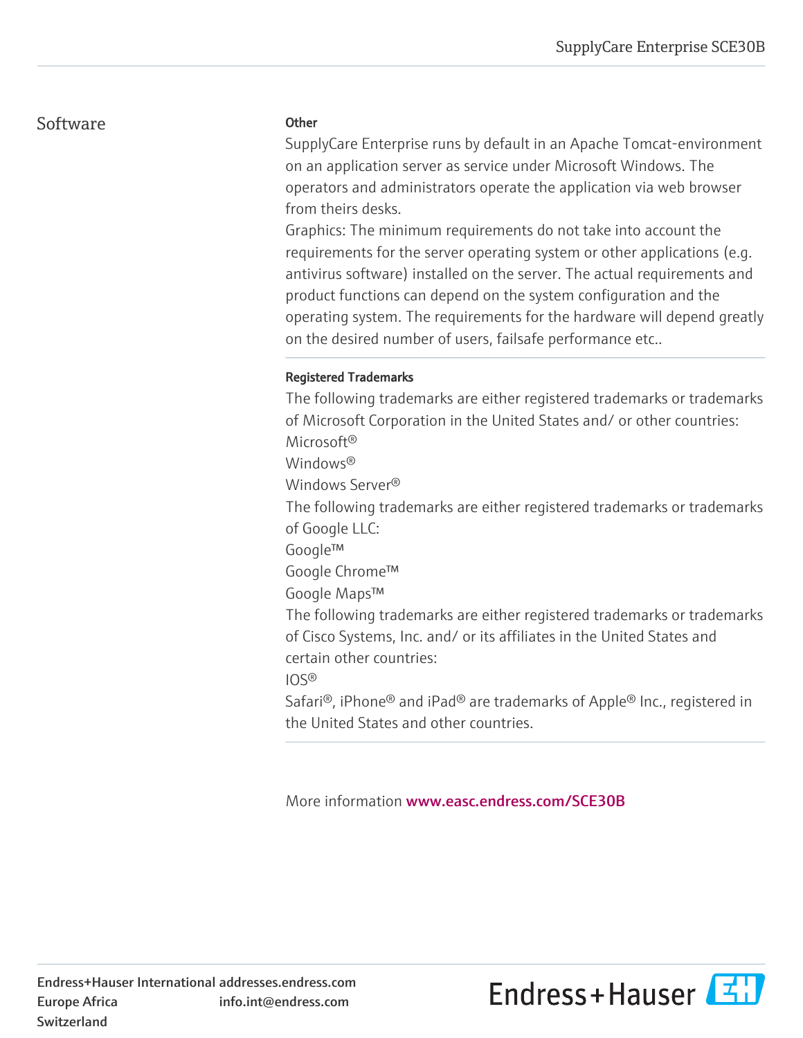## Software

### Other

SupplyCare Enterprise runs by default in an Apache Tomcat-environment on an application server as service under Microsoft Windows. The operators and administrators operate the application via web browser from theirs desks.
Graphics: The minimum requirements do not take into account the requirements for the server operating system or other applications (e.g. antivirus software) installed on the server. The actual requirements and product functions can depend on the system configuration and the operating system. The requirements for the hardware will depend greatly on the desired number of users, failsafe performance etc..

### Registered Trademarks

The following trademarks are either registered trademarks or trademarks of Microsoft Corporation in the United States and/ or other countries:
Microsoft®
Windows®
Windows Server®
The following trademarks are either registered trademarks or trademarks of Google LLC:
Google™
Google Chrome™
Google Maps™
The following trademarks are either registered trademarks or trademarks of Cisco Systems, Inc. and/ or its affiliates in the United States and certain other countries:
IOS®
Safari®, iPhone® and iPad® are trademarks of Apple® Inc., registered in the United States and other countries.

More information **www.easc.endress.com/SCE30B**

Endress+Hauser International addresses.endress.com
Europe Africa info.int@endress.com
Switzerland